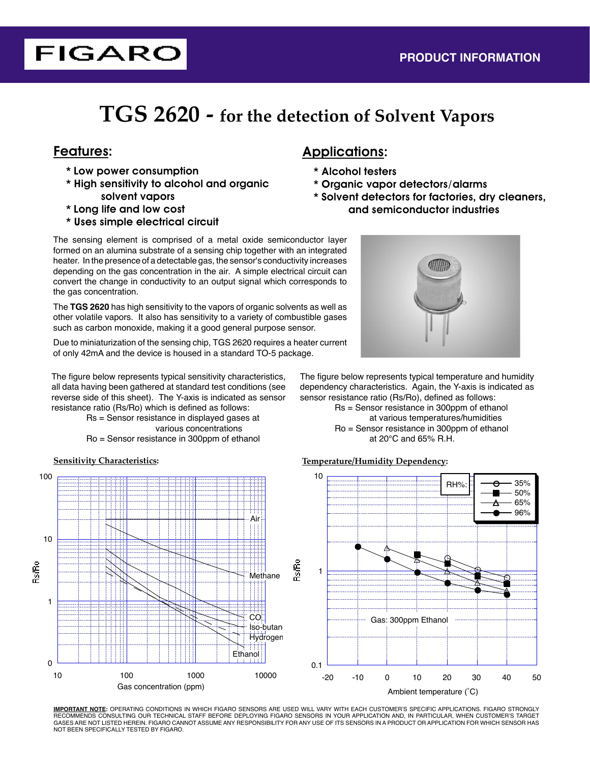FIGARO

PRODUCT INFORMATION

# TGS 2620 - for the detection of Solvent Vapors

## Features:

* Low power consumption
* High sensitivity to alcohol and organic solvent vapors
* Long life and low cost
* Uses simple electrical circuit

## Applications:

* Alcohol testers
* Organic vapor detectors/alarms
* Solvent detectors for factories, dry cleaners, and semiconductor industries

The sensing element is comprised of a metal oxide semiconductor layer formed on an alumina substrate of a sensing chip together with an integrated heater. In the presence of a detectable gas, the sensor's conductivity increases depending on the gas concentration in the air. A simple electrical circuit can convert the change in conductivity to an output signal which corresponds to the gas concentration.

The **TGS 2620** has high sensitivity to the vapors of organic solvents as well as other volatile vapors. It also has sensitivity to a variety of combustible gases such as carbon monoxide, making it a good general purpose sensor.

Due to miniaturization of the sensing chip, TGS 2620 requires a heater current of only 42mA and the device is housed in a standard TO-5 package.

The figure below represents typical sensitivity characteristics, all data having been gathered at standard test conditions (see reverse side of this sheet). The Y-axis is indicated as sensor resistance ratio (Rs/Ro) which is defined as follows:

Rs = Sensor resistance in displayed gases at various concentrations
Ro = Sensor resistance in 300ppm of ethanol

The figure below represents typical temperature and humidity dependency characteristics. Again, the Y-axis is indicated as sensor resistance ratio (Rs/Ro), defined as follows:

Rs = Sensor resistance in 300ppm of ethanol at various temperatures/humidities
Ro = Sensor resistance in 300ppm of ethanol at 20°C and 65% R.H.

**Sensitivity Characteristics:**

**Temperature/Humidity Dependency:**

**IMPORTANT NOTE:** OPERATING CONDITIONS IN WHICH FIGARO SENSORS ARE USED WILL VARY WITH EACH CUSTOMER'S SPECIFIC APPLICATIONS. FIGARO STRONGLY RECOMMENDS CONSULTING OUR TECHNICAL STAFF BEFORE DEPLOYING FIGARO SENSORS IN YOUR APPLICATION AND, IN PARTICULAR, WHEN CUSTOMER'S TARGET GASES ARE NOT LISTED HEREIN. FIGARO CANNOT ASSUME ANY RESPONSIBILITY FOR ANY USE OF ITS SENSORS IN A PRODUCT OR APPLICATION FOR WHICH SENSOR HAS NOT BEEN SPECIFICALLY TESTED BY FIGARO.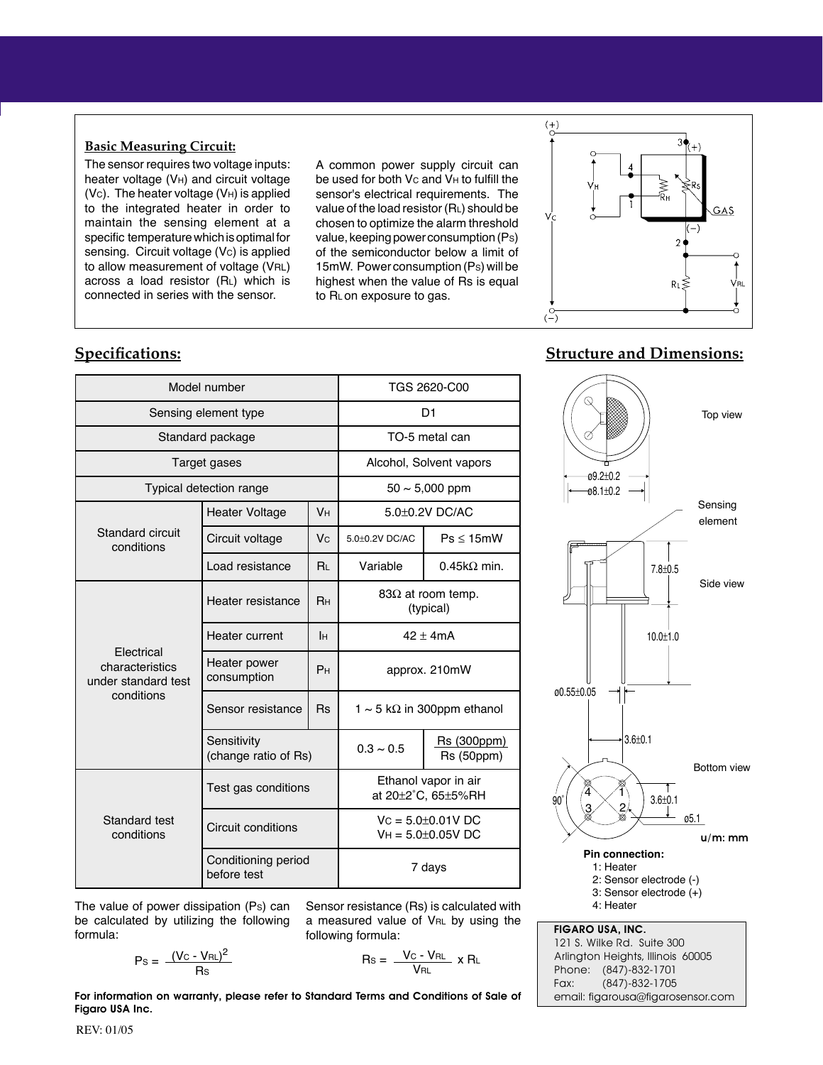## Basic Measuring Circuit:

The sensor requires two voltage inputs: heater voltage ($V_H$) and circuit voltage ($V_C$). The heater voltage ($V_H$) is applied to the integrated heater in order to maintain the sensing element at a specific temperature which is optimal for sensing. Circuit voltage ($V_C$) is applied to allow measurement of voltage ($V_{RL}$) across a load resistor ($R_L$) which is connected in series with the sensor.

A common power supply circuit can be used for both $V_C$ and $V_H$ to fulfill the sensor's electrical requirements. The value of the load resistor ($R_L$) should be chosen to optimize the alarm threshold value, keeping power consumption ($P_S$) of the semiconductor below a limit of 15mW. Power consumption ($P_S$) will be highest when the value of Rs is equal to $R_L$ on exposure to gas.

(+)
3 (+)
4
1
$V_H$
$R_H$
Rs
GAS
$V_C$
(−)
2
$R_L$
$V_{RL}$
(−)

## Specifications:

| | | | | |
|---|---|---|---|---|
| Model number | | | TGS 2620-C00 | |
| Sensing element type | | | D1 | |
| Standard package | | | TO-5 metal can | |
| Target gases | | | Alcohol, Solvent vapors | |
| Typical detection range | | | 50 ~ 5,000 ppm | |
| Standard circuit conditions | Heater Voltage | $V_H$ | 5.0±0.2V DC/AC | |
| | Circuit voltage | $V_C$ | 5.0±0.2V DC/AC | Ps ≤ 15mW |
| | Load resistance | $R_L$ | Variable | 0.45kΩ min. |
| Electrical characteristics under standard test conditions | Heater resistance | $R_H$ | 83Ω at room temp. (typical) | |
| | Heater current | $I_H$ | 42 ± 4mA | |
| | Heater power consumption | $P_H$ | approx. 210mW | |
| | Sensor resistance | Rs | 1 ~ 5 kΩ in 300ppm ethanol | |
| | Sensitivity (change ratio of Rs) | | 0.3 ~ 0.5 | Rs (300ppm) / Rs (50ppm) |
| Standard test conditions | Test gas conditions | | Ethanol vapor in air at 20±2°C, 65±5%RH | |
| | Circuit conditions | | $V_C$ = 5.0±0.01V DC, $V_H$ = 5.0±0.05V DC | |
| | Conditioning period before test | | 7 days | |

The value of power dissipation ($P_S$) can be calculated by utilizing the following formula:

$$P_S = \frac{(V_C - V_{RL})^2}{R_S}$$

Sensor resistance ($R_S$) is calculated with a measured value of $V_{RL}$ by using the following formula:

$$R_S = \frac{V_C - V_{RL}}{V_{RL}} \times R_L$$

**For information on warranty, please refer to Standard Terms and Conditions of Sale of Figaro USA Inc.**

## Structure and Dimensions:

Top view
ø9.2±0.2
ø8.1±0.2
Sensing element
7.8±0.5
Side view
10.0±1.0
ø0.55±0.05
3.6±0.1
Bottom view
90°
4
1
3
2
3.6±0.1
ø5.1
u/m: mm

**Pin connection:**
1: Heater
2: Sensor electrode (-)
3: Sensor electrode (+)
4: Heater

**FIGARO USA, INC.**
121 S. Wilke Rd. Suite 300
Arlington Heights, Illinois 60005
Phone: (847)-832-1701
Fax: (847)-832-1705
email: figarousa@figarosensor.com

REV: 01/05